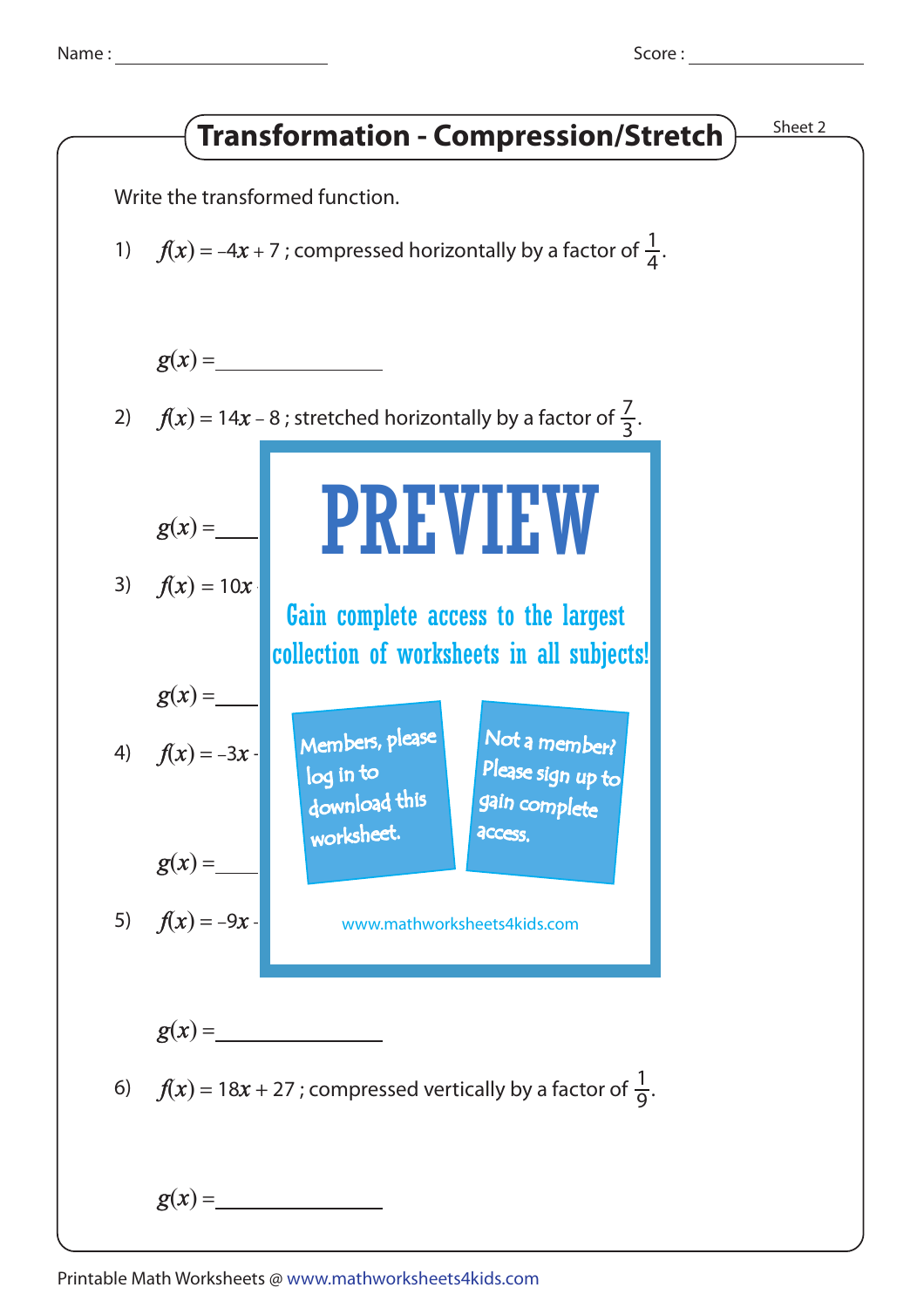Name : ____________ Score : ____________

# Transformation - Compression/Stretch

Sheet 2

Write the transformed function.

1) $f(x) = -4x + 7$ ; compressed horizontally by a factor of $\frac{1}{4}$.

$g(x) =$ ____________

2) $f(x) = 14x - 8$ ; stretched horizontally by a factor of $\frac{7}{3}$.

$g(x) =$ ____________

3) $f(x) = 10x$

$g(x) =$ ____________

4) $f(x) = -3x$

$g(x) =$ ____________

5) $f(x) = -9x$

$g(x) =$ ____________

6) $f(x) = 18x + 27$ ; compressed vertically by a factor of $\frac{1}{9}$.

$g(x) =$ ____________

PREVIEW

Gain complete access to the largest collection of worksheets in all subjects!

Members, please log in to download this worksheet.

Not a member? Please sign up to gain complete access.

www.mathworksheets4kids.com

Printable Math Worksheets @ www.mathworksheets4kids.com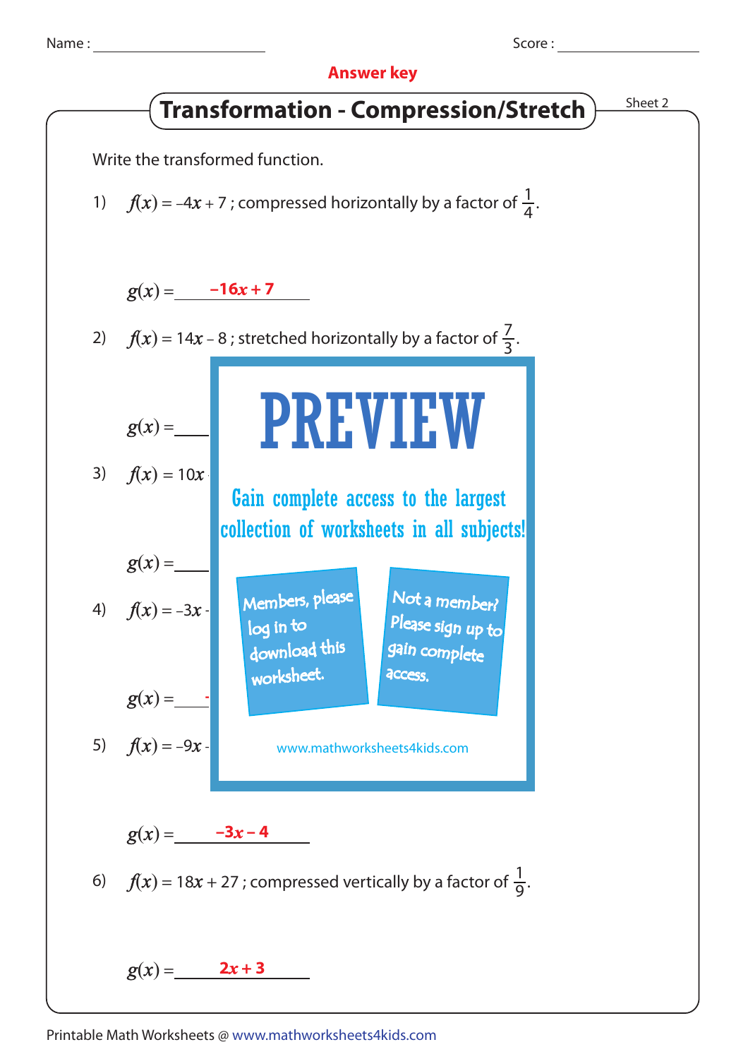Name : ______________ Score : ______________

**Answer key**

# Transformation - Compression/Stretch

Sheet 2

Write the transformed function.

1) $f(x) = -4x + 7$ ; compressed horizontally by a factor of $\frac{1}{4}$.

$g(x) =$ **$-16x + 7$**

2) $f(x) = 14x - 8$ ; stretched horizontally by a factor of $\frac{7}{3}$.

$g(x) =$

3) $f(x) = 10x$

$g(x) =$

4) $f(x) = -3x$

$g(x) =$

5) $f(x) = -9x$

$g(x) =$ **$-3x - 4$**

6) $f(x) = 18x + 27$ ; compressed vertically by a factor of $\frac{1}{9}$.

$g(x) =$ **$2x + 3$**

PREVIEW

Gain complete access to the largest collection of worksheets in all subjects!

Members, please log in to download this worksheet.

Not a member? Please sign up to gain complete access.

www.mathworksheets4kids.com

Printable Math Worksheets @ www.mathworksheets4kids.com